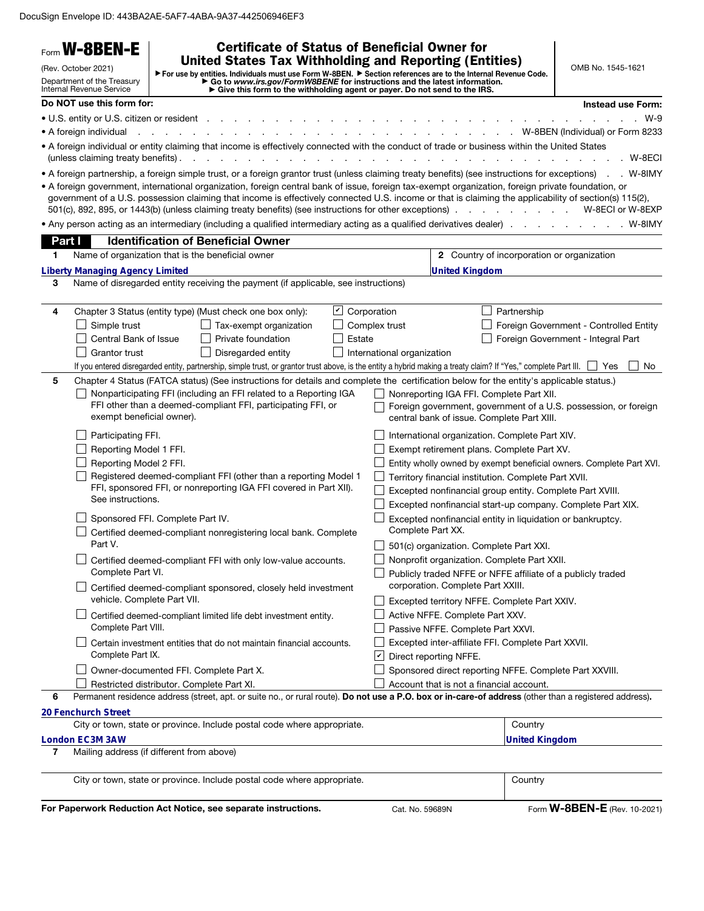DocuSign Envelope ID: 443BA2AE-5AF7-4ABA-9A37-442506946EF3

# Form W-8BEN-E

(Rev. October 2021)

Department of the Treasury
Internal Revenue Service

## Certificate of Status of Beneficial Owner for United States Tax Withholding and Reporting (Entities)

▶ For use by entities. Individuals must use Form W-8BEN. ▶ Section references are to the Internal Revenue Code.
▶ Go to *www.irs.gov/FormW8BENE* for instructions and the latest information.
▶ Give this form to the withholding agent or payer. Do not send to the IRS.

OMB No. 1545-1621

| **Do NOT use this form for:** | **Instead use Form:** |
|---|---|
| • U.S. entity or U.S. citizen or resident | W-9 |
| • A foreign individual | W-8BEN (Individual) or Form 8233 |
| • A foreign individual or entity claiming that income is effectively connected with the conduct of trade or business within the United States (unless claiming treaty benefits) | W-8ECI |
| • A foreign partnership, a foreign simple trust, or a foreign grantor trust (unless claiming treaty benefits) (see instructions for exceptions) | W-8IMY |
| • A foreign government, international organization, foreign central bank of issue, foreign tax-exempt organization, foreign private foundation, or government of a U.S. possession claiming that income is effectively connected U.S. income or that is claiming the applicability of section(s) 115(2), 501(c), 892, 895, or 1443(b) (unless claiming treaty benefits) (see instructions for other exceptions) | W-8ECI or W-8EXP |
| • Any person acting as an intermediary (including a qualified intermediary acting as a qualified derivatives dealer) | W-8IMY |

## Part I Identification of Beneficial Owner

**1** Name of organization that is the beneficial owner: Liberty Managing Agency Limited

**2** Country of incorporation or organization: United Kingdom

**3** Name of disregarded entity receiving the payment (if applicable, see instructions):

**4** Chapter 3 Status (entity type) (Must check one box only):

- ☑ Corporation
- ☐ Partnership
- ☐ Simple trust
- ☐ Tax-exempt organization
- ☐ Complex trust
- ☐ Foreign Government - Controlled Entity
- ☐ Central Bank of Issue
- ☐ Private foundation
- ☐ Estate
- ☐ Foreign Government - Integral Part
- ☐ Grantor trust
- ☐ Disregarded entity
- ☐ International organization

If you entered disregarded entity, partnership, simple trust, or grantor trust above, is the entity a hybrid making a treaty claim? If "Yes," complete Part III. ☐ Yes ☐ No

**5** Chapter 4 Status (FATCA status) (See instructions for details and complete the certification below for the entity's applicable status.)

- ☐ Nonparticipating FFI (including an FFI related to a Reporting IGA FFI other than a deemed-compliant FFI, participating FFI, or exempt beneficial owner).
- ☐ Participating FFI.
- ☐ Reporting Model 1 FFI.
- ☐ Reporting Model 2 FFI.
- ☐ Registered deemed-compliant FFI (other than a reporting Model 1 FFI, sponsored FFI, or nonreporting IGA FFI covered in Part XII). See instructions.
- ☐ Sponsored FFI. Complete Part IV.
- ☐ Certified deemed-compliant nonregistering local bank. Complete Part V.
- ☐ Certified deemed-compliant FFI with only low-value accounts. Complete Part VI.
- ☐ Certified deemed-compliant sponsored, closely held investment vehicle. Complete Part VII.
- ☐ Certified deemed-compliant limited life debt investment entity. Complete Part VIII.
- ☐ Certain investment entities that do not maintain financial accounts. Complete Part IX.
- ☐ Owner-documented FFI. Complete Part X.
- ☐ Restricted distributor. Complete Part XI.
- ☐ Nonreporting IGA FFI. Complete Part XII.
- ☐ Foreign government, government of a U.S. possession, or foreign central bank of issue. Complete Part XIII.
- ☐ International organization. Complete Part XIV.
- ☐ Exempt retirement plans. Complete Part XV.
- ☐ Entity wholly owned by exempt beneficial owners. Complete Part XVI.
- ☐ Territory financial institution. Complete Part XVII.
- ☐ Excepted nonfinancial group entity. Complete Part XVIII.
- ☐ Excepted nonfinancial start-up company. Complete Part XIX.
- ☐ Excepted nonfinancial entity in liquidation or bankruptcy. Complete Part XX.
- ☐ 501(c) organization. Complete Part XXI.
- ☐ Nonprofit organization. Complete Part XXII.
- ☐ Publicly traded NFFE or NFFE affiliate of a publicly traded corporation. Complete Part XXIII.
- ☐ Excepted territory NFFE. Complete Part XXIV.
- ☐ Active NFFE. Complete Part XXV.
- ☐ Passive NFFE. Complete Part XXVI.
- ☐ Excepted inter-affiliate FFI. Complete Part XXVII.
- ☑ Direct reporting NFFE.
- ☐ Sponsored direct reporting NFFE. Complete Part XXVIII.
- ☐ Account that is not a financial account.

**6** Permanent residence address (street, apt. or suite no., or rural route). **Do not use a P.O. box or in-care-of address** (other than a registered address).

20 Fenchurch Street

City or town, state or province. Include postal code where appropriate: London EC3M 3AW

Country: United Kingdom

**7** Mailing address (if different from above)

City or town, state or province. Include postal code where appropriate:

Country:

**For Paperwork Reduction Act Notice, see separate instructions.** Cat. No. 59689N Form **W-8BEN-E** (Rev. 10-2021)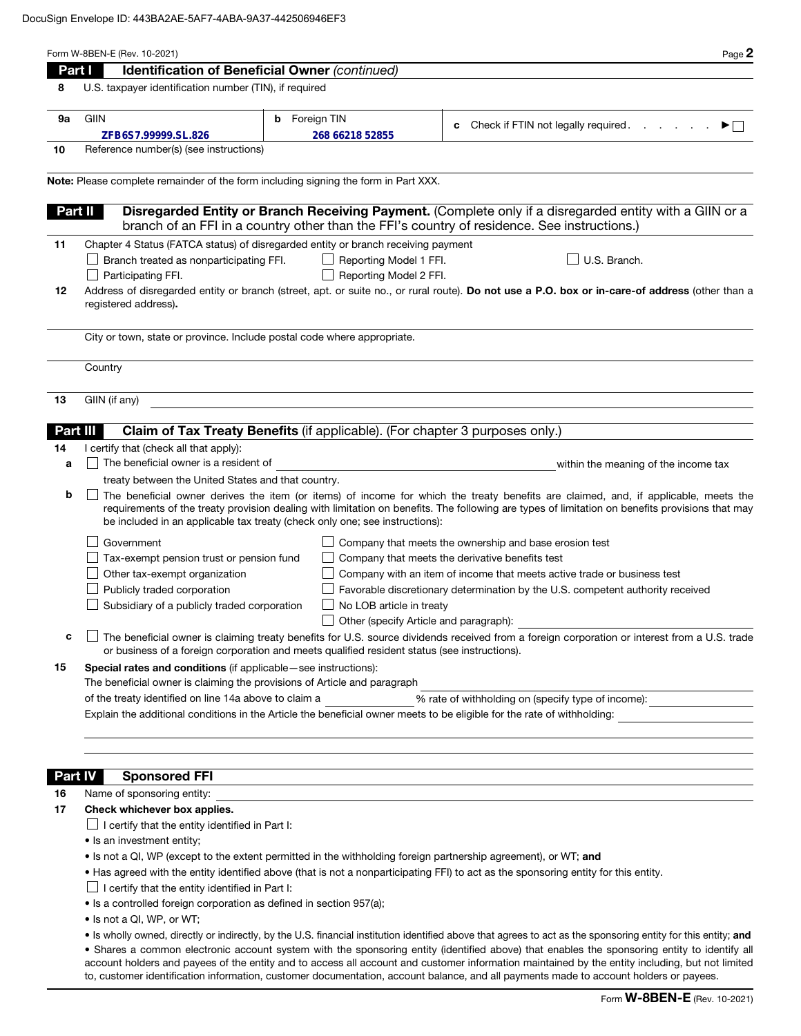DocuSign Envelope ID: 443BA2AE-5AF7-4ABA-9A37-442506946EF3

Form W-8BEN-E (Rev. 10-2021)

## Part I Identification of Beneficial Owner *(continued)*

**8** U.S. taxpayer identification number (TIN), if required

| | | | |
|---|---|---|---|
| **9a** GIIN | ZFB6S7.99999.SL.826 | **b** Foreign TIN 268 66218 52855 | **c** Check if FTIN not legally required . . . . . . ► ☐ |

**10** Reference number(s) (see instructions)

**Note:** Please complete remainder of the form including signing the form in Part XXX.

## Part II Disregarded Entity or Branch Receiving Payment. (Complete only if a disregarded entity with a GIIN or a branch of an FFI in a country other than the FFI's country of residence. See instructions.)

**11** Chapter 4 Status (FATCA status) of disregarded entity or branch receiving payment

☐ Branch treated as nonparticipating FFI. ☐ Reporting Model 1 FFI. ☐ U.S. Branch.
☐ Participating FFI. ☐ Reporting Model 2 FFI.

**12** Address of disregarded entity or branch (street, apt. or suite no., or rural route). **Do not use a P.O. box or in-care-of address** (other than a registered address).

City or town, state or province. Include postal code where appropriate.

Country

**13** GIIN (if any)

## Part III Claim of Tax Treaty Benefits (if applicable). (For chapter 3 purposes only.)

**14** I certify that (check all that apply):

**a** ☐ The beneficial owner is a resident of ______________________ within the meaning of the income tax treaty between the United States and that country.

**b** ☐ The beneficial owner derives the item (or items) of income for which the treaty benefits are claimed, and, if applicable, meets the requirements of the treaty provision dealing with limitation on benefits. The following are types of limitation on benefits provisions that may be included in an applicable tax treaty (check only one; see instructions):

- ☐ Government
- ☐ Tax-exempt pension trust or pension fund
- ☐ Other tax-exempt organization
- ☐ Publicly traded corporation
- ☐ Subsidiary of a publicly traded corporation
- ☐ Company that meets the ownership and base erosion test
- ☐ Company that meets the derivative benefits test
- ☐ Company with an item of income that meets active trade or business test
- ☐ Favorable discretionary determination by the U.S. competent authority received
- ☐ No LOB article in treaty
- ☐ Other (specify Article and paragraph): ______________________

**c** ☐ The beneficial owner is claiming treaty benefits for U.S. source dividends received from a foreign corporation or interest from a U.S. trade or business of a foreign corporation and meets qualified resident status (see instructions).

**15** **Special rates and conditions** (if applicable—see instructions):

The beneficial owner is claiming the provisions of Article and paragraph ______________________ of the treaty identified on line 14a above to claim a __________ % rate of withholding on (specify type of income): ______________________

Explain the additional conditions in the Article the beneficial owner meets to be eligible for the rate of withholding: ______________________

## Part IV Sponsored FFI

**16** Name of sponsoring entity: ______________________

**17** **Check whichever box applies.**

☐ I certify that the entity identified in Part I:

- Is an investment entity;
- Is not a QI, WP (except to the extent permitted in the withholding foreign partnership agreement), or WT; **and**
- Has agreed with the entity identified above (that is not a nonparticipating FFI) to act as the sponsoring entity for this entity.

☐ I certify that the entity identified in Part I:

- Is a controlled foreign corporation as defined in section 957(a);
- Is not a QI, WP, or WT;
- Is wholly owned, directly or indirectly, by the U.S. financial institution identified above that agrees to act as the sponsoring entity for this entity; **and**
- Shares a common electronic account system with the sponsoring entity (identified above) that enables the sponsoring entity to identify all account holders and payees of the entity and to access all account and customer information maintained by the entity including, but not limited to, customer identification information, customer documentation, account balance, and all payments made to account holders or payees.

Form **W-8BEN-E** (Rev. 10-2021)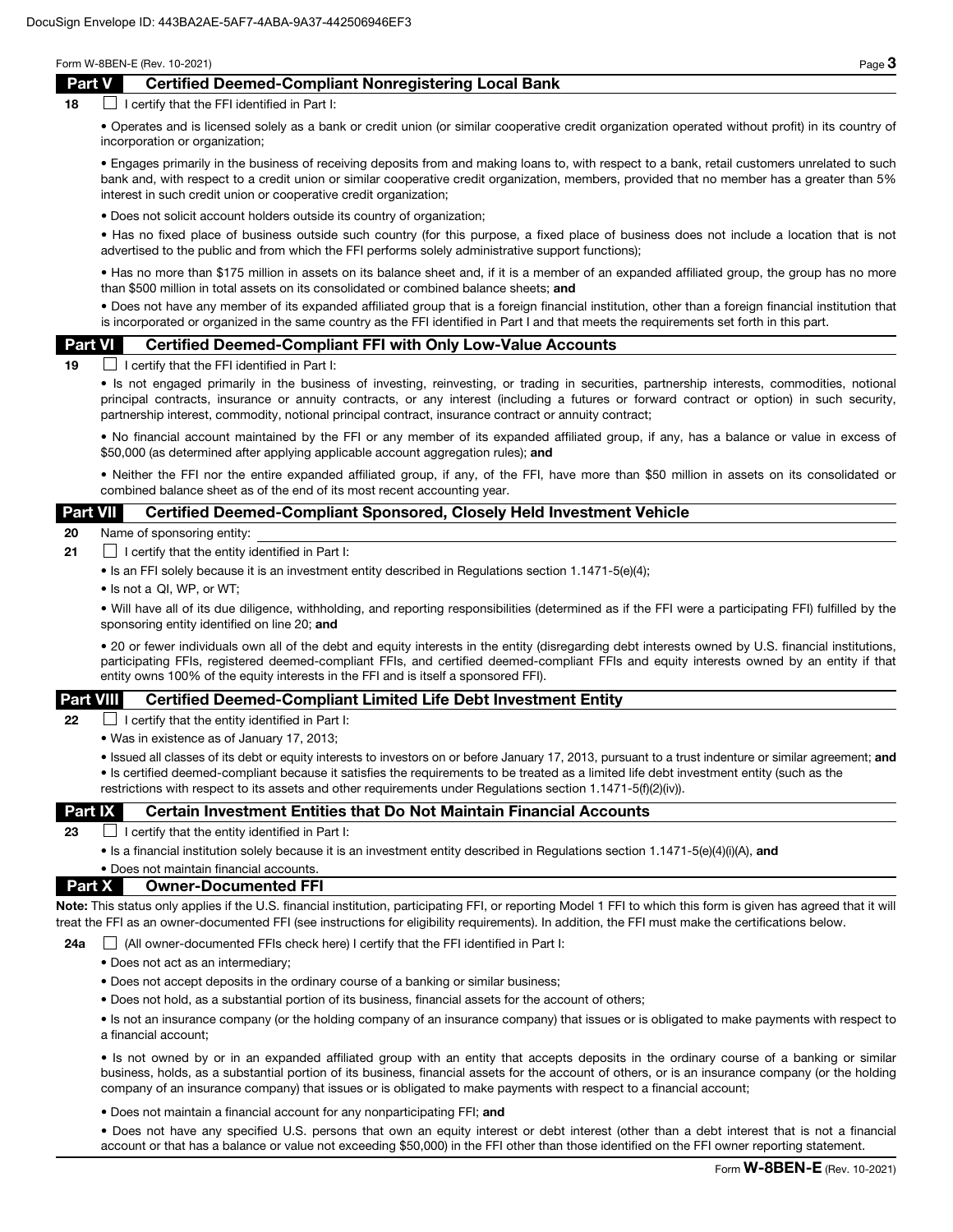## Part V Certified Deemed-Compliant Nonregistering Local Bank

**18** ☐ I certify that the FFI identified in Part I:

- Operates and is licensed solely as a bank or credit union (or similar cooperative credit organization operated without profit) in its country of incorporation or organization;
- Engages primarily in the business of receiving deposits from and making loans to, with respect to a bank, retail customers unrelated to such bank and, with respect to a credit union or similar cooperative credit organization, members, provided that no member has a greater than 5% interest in such credit union or cooperative credit organization;
- Does not solicit account holders outside its country of organization;
- Has no fixed place of business outside such country (for this purpose, a fixed place of business does not include a location that is not advertised to the public and from which the FFI performs solely administrative support functions);
- Has no more than $175 million in assets on its balance sheet and, if it is a member of an expanded affiliated group, the group has no more than $500 million in total assets on its consolidated or combined balance sheets; **and**
- Does not have any member of its expanded affiliated group that is a foreign financial institution, other than a foreign financial institution that is incorporated or organized in the same country as the FFI identified in Part I and that meets the requirements set forth in this part.

## Part VI Certified Deemed-Compliant FFI with Only Low-Value Accounts

**19** ☐ I certify that the FFI identified in Part I:

- Is not engaged primarily in the business of investing, reinvesting, or trading in securities, partnership interests, commodities, notional principal contracts, insurance or annuity contracts, or any interest (including a futures or forward contract or option) in such security, partnership interest, commodity, notional principal contract, insurance contract or annuity contract;
- No financial account maintained by the FFI or any member of its expanded affiliated group, if any, has a balance or value in excess of $50,000 (as determined after applying applicable account aggregation rules); **and**
- Neither the FFI nor the entire expanded affiliated group, if any, of the FFI, have more than $50 million in assets on its consolidated or combined balance sheet as of the end of its most recent accounting year.

## Part VII Certified Deemed-Compliant Sponsored, Closely Held Investment Vehicle

**20** Name of sponsoring entity:

**21** ☐ I certify that the entity identified in Part I:

- Is an FFI solely because it is an investment entity described in Regulations section 1.1471-5(e)(4);
- Is not a QI, WP, or WT;
- Will have all of its due diligence, withholding, and reporting responsibilities (determined as if the FFI were a participating FFI) fulfilled by the sponsoring entity identified on line 20; **and**
- 20 or fewer individuals own all of the debt and equity interests in the entity (disregarding debt interests owned by U.S. financial institutions, participating FFIs, registered deemed-compliant FFIs, and certified deemed-compliant FFIs and equity interests owned by an entity if that entity owns 100% of the equity interests in the FFI and is itself a sponsored FFI).

## Part VIII Certified Deemed-Compliant Limited Life Debt Investment Entity

**22** ☐ I certify that the entity identified in Part I:

- Was in existence as of January 17, 2013;
- Issued all classes of its debt or equity interests to investors on or before January 17, 2013, pursuant to a trust indenture or similar agreement; **and**
- Is certified deemed-compliant because it satisfies the requirements to be treated as a limited life debt investment entity (such as the restrictions with respect to its assets and other requirements under Regulations section 1.1471-5(f)(2)(iv)).

## Part IX Certain Investment Entities that Do Not Maintain Financial Accounts

**23** ☐ I certify that the entity identified in Part I:

- Is a financial institution solely because it is an investment entity described in Regulations section 1.1471-5(e)(4)(i)(A), **and**
- Does not maintain financial accounts.

## Part X Owner-Documented FFI

**Note:** This status only applies if the U.S. financial institution, participating FFI, or reporting Model 1 FFI to which this form is given has agreed that it will treat the FFI as an owner-documented FFI (see instructions for eligibility requirements). In addition, the FFI must make the certifications below.

**24a** ☐ (All owner-documented FFIs check here) I certify that the FFI identified in Part I:

- Does not act as an intermediary;
- Does not accept deposits in the ordinary course of a banking or similar business;
- Does not hold, as a substantial portion of its business, financial assets for the account of others;
- Is not an insurance company (or the holding company of an insurance company) that issues or is obligated to make payments with respect to a financial account;
- Is not owned by or in an expanded affiliated group with an entity that accepts deposits in the ordinary course of a banking or similar business, holds, as a substantial portion of its business, financial assets for the account of others, or is an insurance company (or the holding company of an insurance company) that issues or is obligated to make payments with respect to a financial account;
- Does not maintain a financial account for any nonparticipating FFI; **and**
- Does not have any specified U.S. persons that own an equity interest or debt interest (other than a debt interest that is not a financial account or that has a balance or value not exceeding $50,000) in the FFI other than those identified on the FFI owner reporting statement.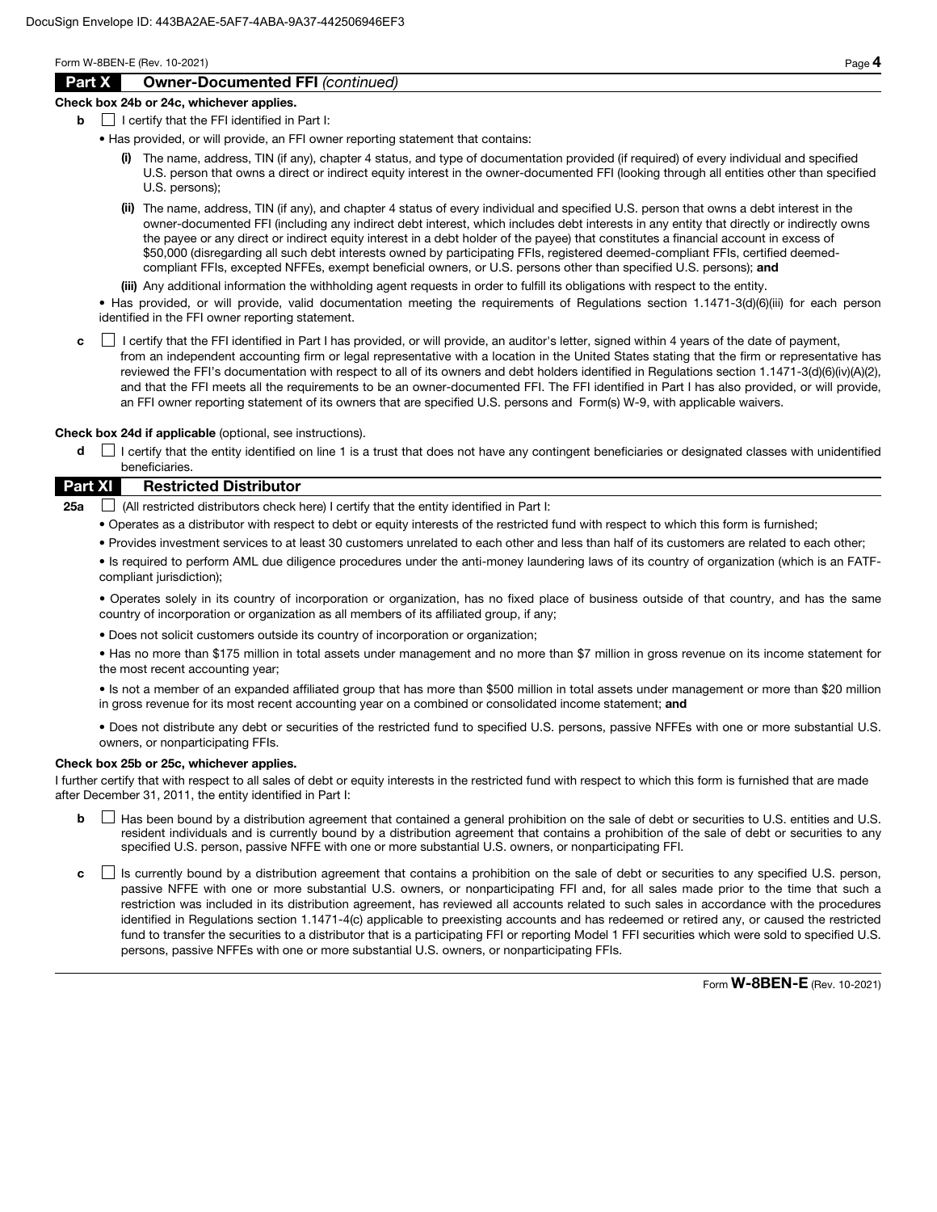## Part X Owner-Documented FFI *(continued)*

**Check box 24b or 24c, whichever applies.**

**b** ☐ I certify that the FFI identified in Part I:

- Has provided, or will provide, an FFI owner reporting statement that contains:
  - **(i)** The name, address, TIN (if any), chapter 4 status, and type of documentation provided (if required) of every individual and specified U.S. person that owns a direct or indirect equity interest in the owner-documented FFI (looking through all entities other than specified U.S. persons);
  - **(ii)** The name, address, TIN (if any), and chapter 4 status of every individual and specified U.S. person that owns a debt interest in the owner-documented FFI (including any indirect debt interest, which includes debt interests in any entity that directly or indirectly owns the payee or any direct or indirect equity interest in a debt holder of the payee) that constitutes a financial account in excess of $50,000 (disregarding all such debt interests owned by participating FFIs, registered deemed-compliant FFIs, certified deemed-compliant FFIs, excepted NFFEs, exempt beneficial owners, or U.S. persons other than specified U.S. persons); **and**
  - **(iii)** Any additional information the withholding agent requests in order to fulfill its obligations with respect to the entity.
- Has provided, or will provide, valid documentation meeting the requirements of Regulations section 1.1471-3(d)(6)(iii) for each person identified in the FFI owner reporting statement.

**c** ☐ I certify that the FFI identified in Part I has provided, or will provide, an auditor's letter, signed within 4 years of the date of payment, from an independent accounting firm or legal representative with a location in the United States stating that the firm or representative has reviewed the FFI's documentation with respect to all of its owners and debt holders identified in Regulations section 1.1471-3(d)(6)(iv)(A)(2), and that the FFI meets all the requirements to be an owner-documented FFI. The FFI identified in Part I has also provided, or will provide, an FFI owner reporting statement of its owners that are specified U.S. persons and Form(s) W-9, with applicable waivers.

**Check box 24d if applicable** (optional, see instructions).

**d** ☐ I certify that the entity identified on line 1 is a trust that does not have any contingent beneficiaries or designated classes with unidentified beneficiaries.

## Part XI Restricted Distributor

**25a** ☐ (All restricted distributors check here) I certify that the entity identified in Part I:

- Operates as a distributor with respect to debt or equity interests of the restricted fund with respect to which this form is furnished;
- Provides investment services to at least 30 customers unrelated to each other and less than half of its customers are related to each other;
- Is required to perform AML due diligence procedures under the anti-money laundering laws of its country of organization (which is an FATF-compliant jurisdiction);
- Operates solely in its country of incorporation or organization, has no fixed place of business outside of that country, and has the same country of incorporation or organization as all members of its affiliated group, if any;
- Does not solicit customers outside its country of incorporation or organization;
- Has no more than $175 million in total assets under management and no more than $7 million in gross revenue on its income statement for the most recent accounting year;
- Is not a member of an expanded affiliated group that has more than $500 million in total assets under management or more than $20 million in gross revenue for its most recent accounting year on a combined or consolidated income statement; **and**
- Does not distribute any debt or securities of the restricted fund to specified U.S. persons, passive NFFEs with one or more substantial U.S. owners, or nonparticipating FFIs.

**Check box 25b or 25c, whichever applies.**

I further certify that with respect to all sales of debt or equity interests in the restricted fund with respect to which this form is furnished that are made after December 31, 2011, the entity identified in Part I:

**b** ☐ Has been bound by a distribution agreement that contained a general prohibition on the sale of debt or securities to U.S. entities and U.S. resident individuals and is currently bound by a distribution agreement that contains a prohibition of the sale of debt or securities to any specified U.S. person, passive NFFE with one or more substantial U.S. owners, or nonparticipating FFI.

**c** ☐ Is currently bound by a distribution agreement that contains a prohibition on the sale of debt or securities to any specified U.S. person, passive NFFE with one or more substantial U.S. owners, or nonparticipating FFI and, for all sales made prior to the time that such a restriction was included in its distribution agreement, has reviewed all accounts related to such sales in accordance with the procedures identified in Regulations section 1.1471-4(c) applicable to preexisting accounts and has redeemed or retired any, or caused the restricted fund to transfer the securities to a distributor that is a participating FFI or reporting Model 1 FFI securities which were sold to specified U.S. persons, passive NFFEs with one or more substantial U.S. owners, or nonparticipating FFIs.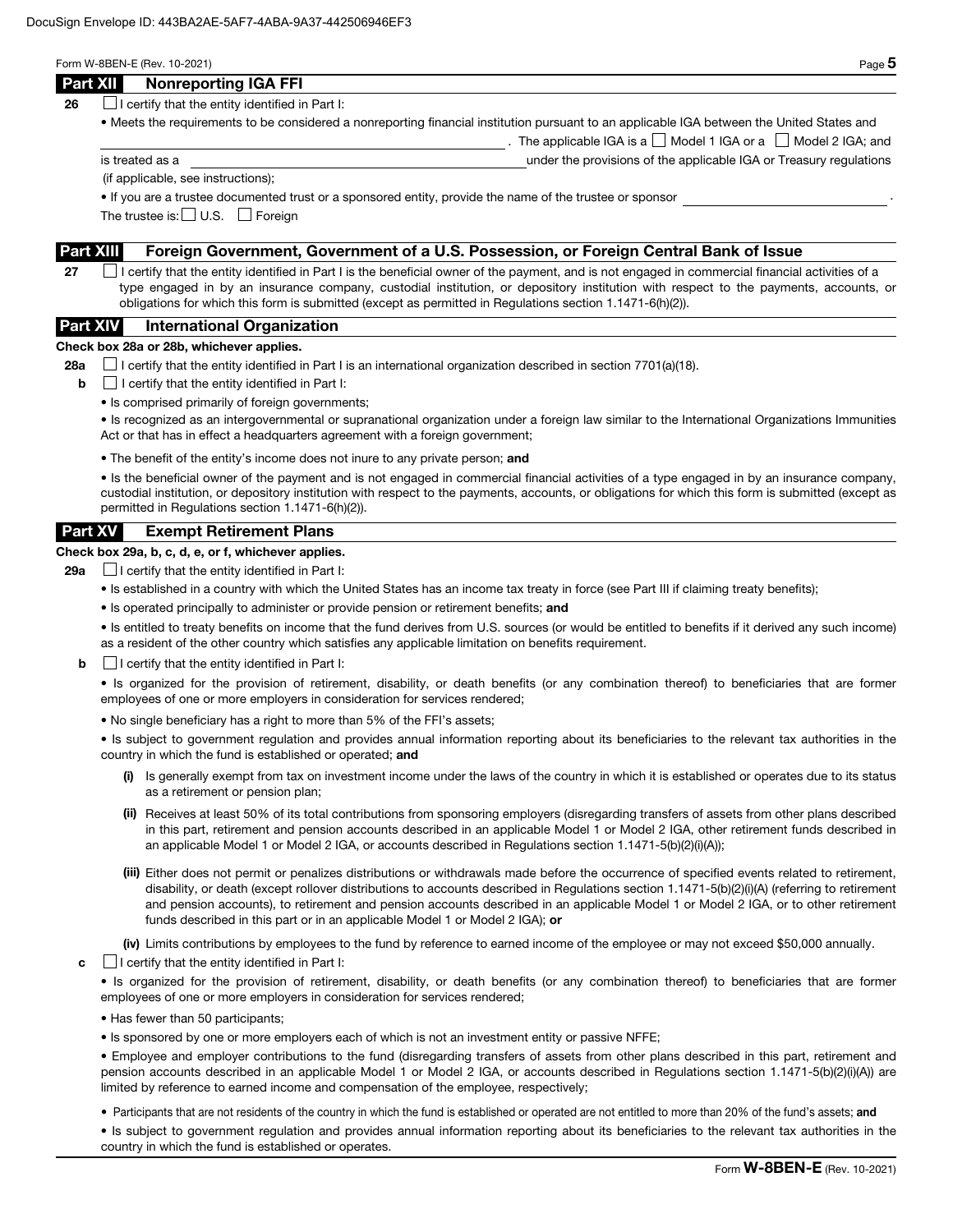DocuSign Envelope ID: 443BA2AE-5AF7-4ABA-9A37-442506946EF3

## Part XII Nonreporting IGA FFI

**26** ☐ I certify that the entity identified in Part I:

- Meets the requirements to be considered a nonreporting financial institution pursuant to an applicable IGA between the United States and \_\_\_\_\_\_\_\_\_\_\_\_\_\_\_\_\_\_\_\_\_\_\_\_\_\_\_\_ . The applicable IGA is a ☐ Model 1 IGA or a ☐ Model 2 IGA; and is treated as a \_\_\_\_\_\_\_\_\_\_\_\_\_\_\_\_\_\_\_\_\_\_\_\_\_\_\_\_ under the provisions of the applicable IGA or Treasury regulations (if applicable, see instructions);
- If you are a trustee documented trust or a sponsored entity, provide the name of the trustee or sponsor \_\_\_\_\_\_\_\_\_\_\_\_\_\_\_\_\_\_\_\_ .

The trustee is: ☐ U.S. ☐ Foreign

## Part XIII Foreign Government, Government of a U.S. Possession, or Foreign Central Bank of Issue

**27** ☐ I certify that the entity identified in Part I is the beneficial owner of the payment, and is not engaged in commercial financial activities of a type engaged in by an insurance company, custodial institution, or depository institution with respect to the payments, accounts, or obligations for which this form is submitted (except as permitted in Regulations section 1.1471-6(h)(2)).

## Part XIV International Organization

**Check box 28a or 28b, whichever applies.**

**28a** ☐ I certify that the entity identified in Part I is an international organization described in section 7701(a)(18).

**b** ☐ I certify that the entity identified in Part I:

- Is comprised primarily of foreign governments;
- Is recognized as an intergovernmental or supranational organization under a foreign law similar to the International Organizations Immunities Act or that has in effect a headquarters agreement with a foreign government;
- The benefit of the entity's income does not inure to any private person; **and**
- Is the beneficial owner of the payment and is not engaged in commercial financial activities of a type engaged in by an insurance company, custodial institution, or depository institution with respect to the payments, accounts, or obligations for which this form is submitted (except as permitted in Regulations section 1.1471-6(h)(2)).

## Part XV Exempt Retirement Plans

**Check box 29a, b, c, d, e, or f, whichever applies.**

**29a** ☐ I certify that the entity identified in Part I:

- Is established in a country with which the United States has an income tax treaty in force (see Part III if claiming treaty benefits);
- Is operated principally to administer or provide pension or retirement benefits; **and**
- Is entitled to treaty benefits on income that the fund derives from U.S. sources (or would be entitled to benefits if it derived any such income) as a resident of the other country which satisfies any applicable limitation on benefits requirement.

**b** ☐ I certify that the entity identified in Part I:

- Is organized for the provision of retirement, disability, or death benefits (or any combination thereof) to beneficiaries that are former employees of one or more employers in consideration for services rendered;
- No single beneficiary has a right to more than 5% of the FFI's assets;
- Is subject to government regulation and provides annual information reporting about its beneficiaries to the relevant tax authorities in the country in which the fund is established or operated; **and**

  **(i)** Is generally exempt from tax on investment income under the laws of the country in which it is established or operates due to its status as a retirement or pension plan;

  **(ii)** Receives at least 50% of its total contributions from sponsoring employers (disregarding transfers of assets from other plans described in this part, retirement and pension accounts described in an applicable Model 1 or Model 2 IGA, other retirement funds described in an applicable Model 1 or Model 2 IGA, or accounts described in Regulations section 1.1471-5(b)(2)(i)(A));

  **(iii)** Either does not permit or penalizes distributions or withdrawals made before the occurrence of specified events related to retirement, disability, or death (except rollover distributions to accounts described in Regulations section 1.1471-5(b)(2)(i)(A) (referring to retirement and pension accounts), to retirement and pension accounts described in an applicable Model 1 or Model 2 IGA, or to other retirement funds described in this part or in an applicable Model 1 or Model 2 IGA); **or**

  **(iv)** Limits contributions by employees to the fund by reference to earned income of the employee or may not exceed $50,000 annually.

**c** ☐ I certify that the entity identified in Part I:

- Is organized for the provision of retirement, disability, or death benefits (or any combination thereof) to beneficiaries that are former employees of one or more employers in consideration for services rendered;
- Has fewer than 50 participants;
- Is sponsored by one or more employers each of which is not an investment entity or passive NFFE;
- Employee and employer contributions to the fund (disregarding transfers of assets from other plans described in this part, retirement and pension accounts described in an applicable Model 1 or Model 2 IGA, or accounts described in Regulations section 1.1471-5(b)(2)(i)(A)) are limited by reference to earned income and compensation of the employee, respectively;
- Participants that are not residents of the country in which the fund is established or operated are not entitled to more than 20% of the fund's assets; **and**
- Is subject to government regulation and provides annual information reporting about its beneficiaries to the relevant tax authorities in the country in which the fund is established or operates.

Form **W-8BEN-E** (Rev. 10-2021)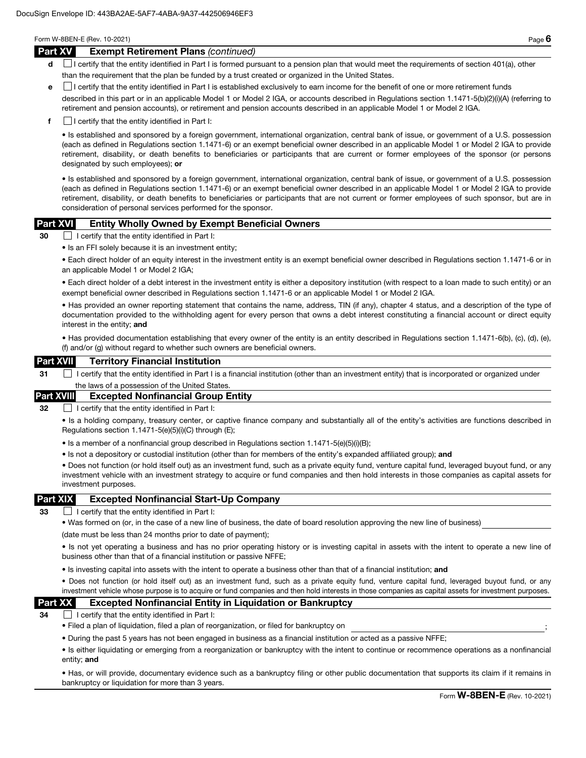## Part XV Exempt Retirement Plans *(continued)*

**d** ☐ I certify that the entity identified in Part I is formed pursuant to a pension plan that would meet the requirements of section 401(a), other than the requirement that the plan be funded by a trust created or organized in the United States.

**e** ☐ I certify that the entity identified in Part I is established exclusively to earn income for the benefit of one or more retirement funds described in this part or in an applicable Model 1 or Model 2 IGA, or accounts described in Regulations section 1.1471-5(b)(2)(i)(A) (referring to retirement and pension accounts), or retirement and pension accounts described in an applicable Model 1 or Model 2 IGA.

**f** ☐ I certify that the entity identified in Part I:

- Is established and sponsored by a foreign government, international organization, central bank of issue, or government of a U.S. possession (each as defined in Regulations section 1.1471-6) or an exempt beneficial owner described in an applicable Model 1 or Model 2 IGA to provide retirement, disability, or death benefits to beneficiaries or participants that are current or former employees of the sponsor (or persons designated by such employees); **or**

- Is established and sponsored by a foreign government, international organization, central bank of issue, or government of a U.S. possession (each as defined in Regulations section 1.1471-6) or an exempt beneficial owner described in an applicable Model 1 or Model 2 IGA to provide retirement, disability, or death benefits to beneficiaries or participants that are not current or former employees of such sponsor, but are in consideration of personal services performed for the sponsor.

## Part XVI Entity Wholly Owned by Exempt Beneficial Owners

**30** ☐ I certify that the entity identified in Part I:

- Is an FFI solely because it is an investment entity;
- Each direct holder of an equity interest in the investment entity is an exempt beneficial owner described in Regulations section 1.1471-6 or in an applicable Model 1 or Model 2 IGA;
- Each direct holder of a debt interest in the investment entity is either a depository institution (with respect to a loan made to such entity) or an exempt beneficial owner described in Regulations section 1.1471-6 or an applicable Model 1 or Model 2 IGA.
- Has provided an owner reporting statement that contains the name, address, TIN (if any), chapter 4 status, and a description of the type of documentation provided to the withholding agent for every person that owns a debt interest constituting a financial account or direct equity interest in the entity; **and**
- Has provided documentation establishing that every owner of the entity is an entity described in Regulations section 1.1471-6(b), (c), (d), (e), (f) and/or (g) without regard to whether such owners are beneficial owners.

## Part XVII Territory Financial Institution

**31** ☐ I certify that the entity identified in Part I is a financial institution (other than an investment entity) that is incorporated or organized under the laws of a possession of the United States.

## Part XVIII Excepted Nonfinancial Group Entity

**32** ☐ I certify that the entity identified in Part I:

- Is a holding company, treasury center, or captive finance company and substantially all of the entity's activities are functions described in Regulations section 1.1471-5(e)(5)(i)(C) through (E);
- Is a member of a nonfinancial group described in Regulations section 1.1471-5(e)(5)(i)(B);
- Is not a depository or custodial institution (other than for members of the entity's expanded affiliated group); **and**
- Does not function (or hold itself out) as an investment fund, such as a private equity fund, venture capital fund, leveraged buyout fund, or any investment vehicle with an investment strategy to acquire or fund companies and then hold interests in those companies as capital assets for investment purposes.

## Part XIX Excepted Nonfinancial Start-Up Company

**33** ☐ I certify that the entity identified in Part I:

- Was formed on (or, in the case of a new line of business, the date of board resolution approving the new line of business) ____________ (date must be less than 24 months prior to date of payment);
- Is not yet operating a business and has no prior operating history or is investing capital in assets with the intent to operate a new line of business other than that of a financial institution or passive NFFE;
- Is investing capital into assets with the intent to operate a business other than that of a financial institution; **and**
- Does not function (or hold itself out) as an investment fund, such as a private equity fund, venture capital fund, leveraged buyout fund, or any investment vehicle whose purpose is to acquire or fund companies and then hold interests in those companies as capital assets for investment purposes.

## Part XX Excepted Nonfinancial Entity in Liquidation or Bankruptcy

**34** ☐ I certify that the entity identified in Part I:

- Filed a plan of liquidation, filed a plan of reorganization, or filed for bankruptcy on ____________;
- During the past 5 years has not been engaged in business as a financial institution or acted as a passive NFFE;
- Is either liquidating or emerging from a reorganization or bankruptcy with the intent to continue or recommence operations as a nonfinancial entity; **and**
- Has, or will provide, documentary evidence such as a bankruptcy filing or other public documentation that supports its claim if it remains in bankruptcy or liquidation for more than 3 years.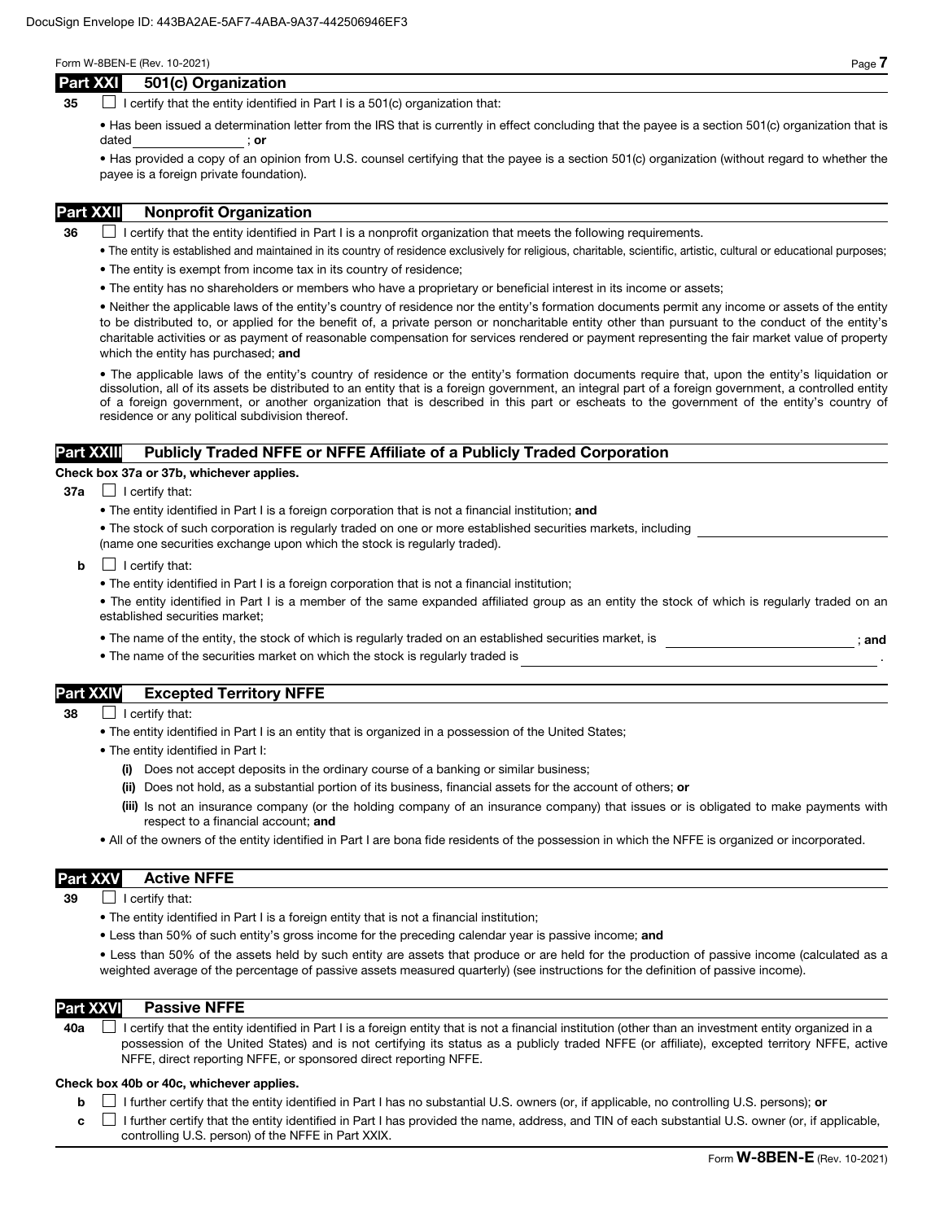## Part XXI 501(c) Organization

**35** ☐ I certify that the entity identified in Part I is a 501(c) organization that:

- Has been issued a determination letter from the IRS that is currently in effect concluding that the payee is a section 501(c) organization that is dated ________________ ; **or**
- Has provided a copy of an opinion from U.S. counsel certifying that the payee is a section 501(c) organization (without regard to whether the payee is a foreign private foundation).

## Part XXII Nonprofit Organization

**36** ☐ I certify that the entity identified in Part I is a nonprofit organization that meets the following requirements.

- The entity is established and maintained in its country of residence exclusively for religious, charitable, scientific, artistic, cultural or educational purposes;
- The entity is exempt from income tax in its country of residence;
- The entity has no shareholders or members who have a proprietary or beneficial interest in its income or assets;
- Neither the applicable laws of the entity's country of residence nor the entity's formation documents permit any income or assets of the entity to be distributed to, or applied for the benefit of, a private person or noncharitable entity other than pursuant to the conduct of the entity's charitable activities or as payment of reasonable compensation for services rendered or payment representing the fair market value of property which the entity has purchased; **and**
- The applicable laws of the entity's country of residence or the entity's formation documents require that, upon the entity's liquidation or dissolution, all of its assets be distributed to an entity that is a foreign government, an integral part of a foreign government, a controlled entity of a foreign government, or another organization that is described in this part or escheats to the government of the entity's country of residence or any political subdivision thereof.

## Part XXIII Publicly Traded NFFE or NFFE Affiliate of a Publicly Traded Corporation

**Check box 37a or 37b, whichever applies.**

**37a** ☐ I certify that:

- The entity identified in Part I is a foreign corporation that is not a financial institution; **and**
- The stock of such corporation is regularly traded on one or more established securities markets, including ________________ (name one securities exchange upon which the stock is regularly traded).

**b** ☐ I certify that:

- The entity identified in Part I is a foreign corporation that is not a financial institution;
- The entity identified in Part I is a member of the same expanded affiliated group as an entity the stock of which is regularly traded on an established securities market;
- The name of the entity, the stock of which is regularly traded on an established securities market, is ________________ ; **and**
- The name of the securities market on which the stock is regularly traded is ________________ .

## Part XXIV Excepted Territory NFFE

**38** ☐ I certify that:

- The entity identified in Part I is an entity that is organized in a possession of the United States;
- The entity identified in Part I:
  - **(i)** Does not accept deposits in the ordinary course of a banking or similar business;
  - **(ii)** Does not hold, as a substantial portion of its business, financial assets for the account of others; **or**
  - **(iii)** Is not an insurance company (or the holding company of an insurance company) that issues or is obligated to make payments with respect to a financial account; **and**
- All of the owners of the entity identified in Part I are bona fide residents of the possession in which the NFFE is organized or incorporated.

## Part XXV Active NFFE

**39** ☐ I certify that:

- The entity identified in Part I is a foreign entity that is not a financial institution;
- Less than 50% of such entity's gross income for the preceding calendar year is passive income; **and**
- Less than 50% of the assets held by such entity are assets that produce or are held for the production of passive income (calculated as a weighted average of the percentage of passive assets measured quarterly) (see instructions for the definition of passive income).

## Part XXVI Passive NFFE

**40a** ☐ I certify that the entity identified in Part I is a foreign entity that is not a financial institution (other than an investment entity organized in a possession of the United States) and is not certifying its status as a publicly traded NFFE (or affiliate), excepted territory NFFE, active NFFE, direct reporting NFFE, or sponsored direct reporting NFFE.

**Check box 40b or 40c, whichever applies.**

**b** ☐ I further certify that the entity identified in Part I has no substantial U.S. owners (or, if applicable, no controlling U.S. persons); **or**

**c** ☐ I further certify that the entity identified in Part I has provided the name, address, and TIN of each substantial U.S. owner (or, if applicable, controlling U.S. person) of the NFFE in Part XXIX.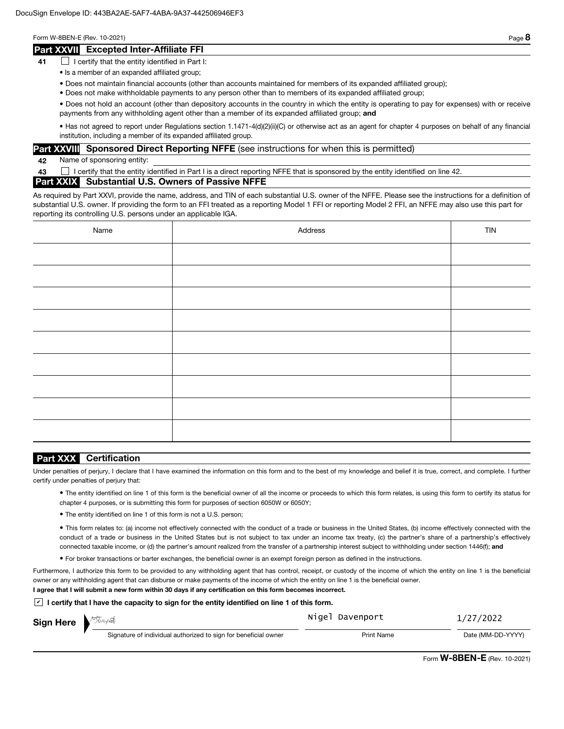DocuSign Envelope ID: 443BA2AE-5AF7-4ABA-9A37-442506946EF3

## Part XXVII Excepted Inter-Affiliate FFI

**41** ☐ I certify that the entity identified in Part I:

- Is a member of an expanded affiliated group;
- Does not maintain financial accounts (other than accounts maintained for members of its expanded affiliated group);
- Does not make withholdable payments to any person other than to members of its expanded affiliated group;
- Does not hold an account (other than depository accounts in the country in which the entity is operating to pay for expenses) with or receive payments from any withholding agent other than a member of its expanded affiliated group; **and**
- Has not agreed to report under Regulations section 1.1471-4(d)(2)(ii)(C) or otherwise act as an agent for chapter 4 purposes on behalf of any financial institution, including a member of its expanded affiliated group.

## Part XXVIII Sponsored Direct Reporting NFFE (see instructions for when this is permitted)

**42** Name of sponsoring entity:

**43** ☐ I certify that the entity identified in Part I is a direct reporting NFFE that is sponsored by the entity identified on line 42.

## Part XXIX Substantial U.S. Owners of Passive NFFE

As required by Part XXVI, provide the name, address, and TIN of each substantial U.S. owner of the NFFE. Please see the instructions for a definition of substantial U.S. owner. If providing the form to an FFI treated as a reporting Model 1 FFI or reporting Model 2 FFI, an NFFE may also use this part for reporting its controlling U.S. persons under an applicable IGA.

| Name | Address | TIN |
|---|---|---|
| | | |
| | | |
| | | |
| | | |
| | | |
| | | |
| | | |
| | | |
| | | |

## Part XXX Certification

Under penalties of perjury, I declare that I have examined the information on this form and to the best of my knowledge and belief it is true, correct, and complete. I further certify under penalties of perjury that:

- The entity identified on line 1 of this form is the beneficial owner of all the income or proceeds to which this form relates, is using this form to certify its status for chapter 4 purposes, or is submitting this form for purposes of section 6050W or 6050Y;
- The entity identified on line 1 of this form is not a U.S. person;
- This form relates to: (a) income not effectively connected with the conduct of a trade or business in the United States, (b) income effectively connected with the conduct of a trade or business in the United States but is not subject to tax under an income tax treaty, (c) the partner's share of a partnership's effectively connected taxable income, or (d) the partner's amount realized from the transfer of a partnership interest subject to withholding under section 1446(f); **and**
- For broker transactions or barter exchanges, the beneficial owner is an exempt foreign person as defined in the instructions.

Furthermore, I authorize this form to be provided to any withholding agent that has control, receipt, or custody of the income of which the entity on line 1 is the beneficial owner or any withholding agent that can disburse or make payments of the income of which the entity on line 1 is the beneficial owner.

**I agree that I will submit a new form within 30 days if any certification on this form becomes incorrect.**

☑ **I certify that I have the capacity to sign for the entity identified on line 1 of this form.**

**Sign Here**

| Signature of individual authorized to sign for beneficial owner | Print Name | Date (MM-DD-YYYY) |
|---|---|---|
| [signature] | Nigel Davenport | 1/27/2022 |

Form **W-8BEN-E** (Rev. 10-2021)